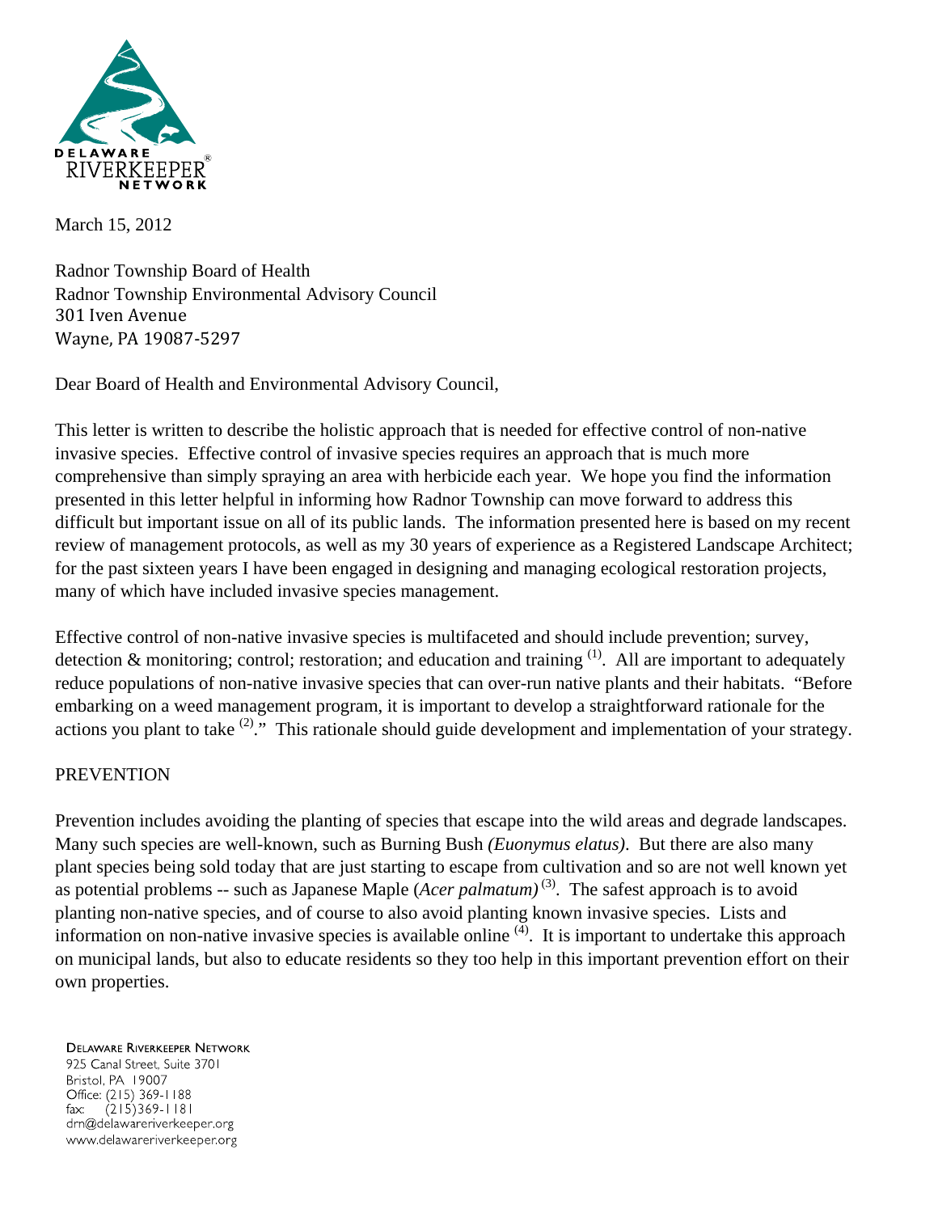DELAWARE RIVERKEEPER® NETWORK

March 15, 2012

Radnor Township Board of Health
Radnor Township Environmental Advisory Council
301 Iven Avenue
Wayne, PA 19087-5297

Dear Board of Health and Environmental Advisory Council,

This letter is written to describe the holistic approach that is needed for effective control of non-native invasive species. Effective control of invasive species requires an approach that is much more comprehensive than simply spraying an area with herbicide each year. We hope you find the information presented in this letter helpful in informing how Radnor Township can move forward to address this difficult but important issue on all of its public lands. The information presented here is based on my recent review of management protocols, as well as my 30 years of experience as a Registered Landscape Architect; for the past sixteen years I have been engaged in designing and managing ecological restoration projects, many of which have included invasive species management.

Effective control of non-native invasive species is multifaceted and should include prevention; survey, detection & monitoring; control; restoration; and education and training [(1)]. All are important to adequately reduce populations of non-native invasive species that can over-run native plants and their habitats. "Before embarking on a weed management program, it is important to develop a straightforward rationale for the actions you plant to take [(2)]." This rationale should guide development and implementation of your strategy.

## PREVENTION

Prevention includes avoiding the planting of species that escape into the wild areas and degrade landscapes. Many such species are well-known, such as Burning Bush *(Euonymus elatus)*. But there are also many plant species being sold today that are just starting to escape from cultivation and so are not well known yet as potential problems -- such as Japanese Maple (*Acer palmatum)* [(3)]. The safest approach is to avoid planting non-native species, and of course to also avoid planting known invasive species. Lists and information on non-native invasive species is available online [(4)]. It is important to undertake this approach on municipal lands, but also to educate residents so they too help in this important prevention effort on their own properties.

DELAWARE RIVERKEEPER NETWORK
925 Canal Street, Suite 3701
Bristol, PA 19007
Office: (215) 369-1188
fax: (215)369-1181
drn@delawareriverkeeper.org
www.delawareriverkeeper.org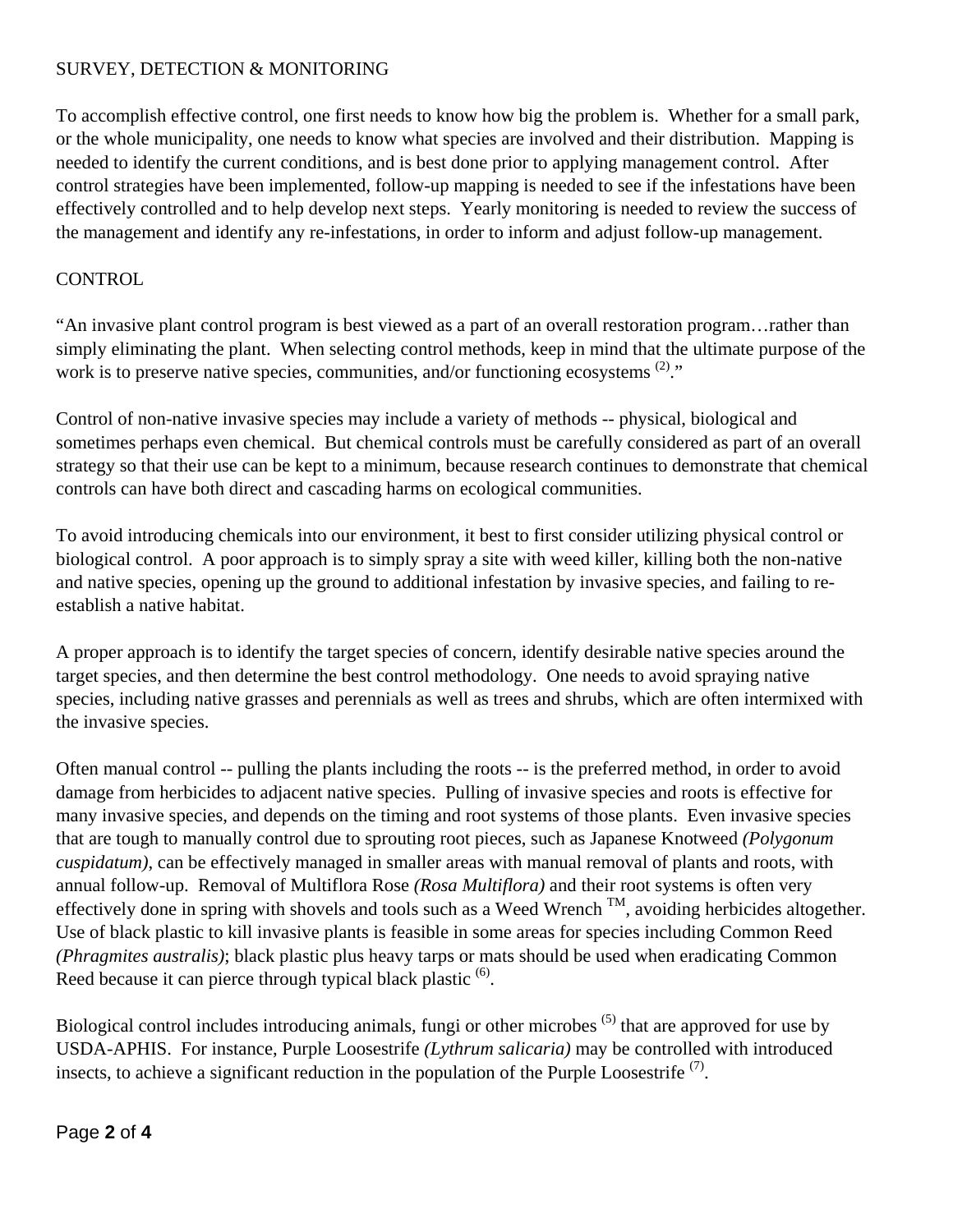## SURVEY, DETECTION & MONITORING

To accomplish effective control, one first needs to know how big the problem is. Whether for a small park, or the whole municipality, one needs to know what species are involved and their distribution. Mapping is needed to identify the current conditions, and is best done prior to applying management control. After control strategies have been implemented, follow-up mapping is needed to see if the infestations have been effectively controlled and to help develop next steps. Yearly monitoring is needed to review the success of the management and identify any re-infestations, in order to inform and adjust follow-up management.

## CONTROL

"An invasive plant control program is best viewed as a part of an overall restoration program…rather than simply eliminating the plant. When selecting control methods, keep in mind that the ultimate purpose of the work is to preserve native species, communities, and/or functioning ecosystems [(2)]."

Control of non-native invasive species may include a variety of methods -- physical, biological and sometimes perhaps even chemical. But chemical controls must be carefully considered as part of an overall strategy so that their use can be kept to a minimum, because research continues to demonstrate that chemical controls can have both direct and cascading harms on ecological communities.

To avoid introducing chemicals into our environment, it best to first consider utilizing physical control or biological control. A poor approach is to simply spray a site with weed killer, killing both the non-native and native species, opening up the ground to additional infestation by invasive species, and failing to re-establish a native habitat.

A proper approach is to identify the target species of concern, identify desirable native species around the target species, and then determine the best control methodology. One needs to avoid spraying native species, including native grasses and perennials as well as trees and shrubs, which are often intermixed with the invasive species.

Often manual control -- pulling the plants including the roots -- is the preferred method, in order to avoid damage from herbicides to adjacent native species. Pulling of invasive species and roots is effective for many invasive species, and depends on the timing and root systems of those plants. Even invasive species that are tough to manually control due to sprouting root pieces, such as Japanese Knotweed *(Polygonum cuspidatum)*, can be effectively managed in smaller areas with manual removal of plants and roots, with annual follow-up. Removal of Multiflora Rose *(Rosa Multiflora)* and their root systems is often very effectively done in spring with shovels and tools such as a Weed Wrench ™, avoiding herbicides altogether. Use of black plastic to kill invasive plants is feasible in some areas for species including Common Reed *(Phragmites australis)*; black plastic plus heavy tarps or mats should be used when eradicating Common Reed because it can pierce through typical black plastic [(6)].

Biological control includes introducing animals, fungi or other microbes [(5)] that are approved for use by USDA-APHIS. For instance, Purple Loosestrife *(Lythrum salicaria)* may be controlled with introduced insects, to achieve a significant reduction in the population of the Purple Loosestrife [(7)].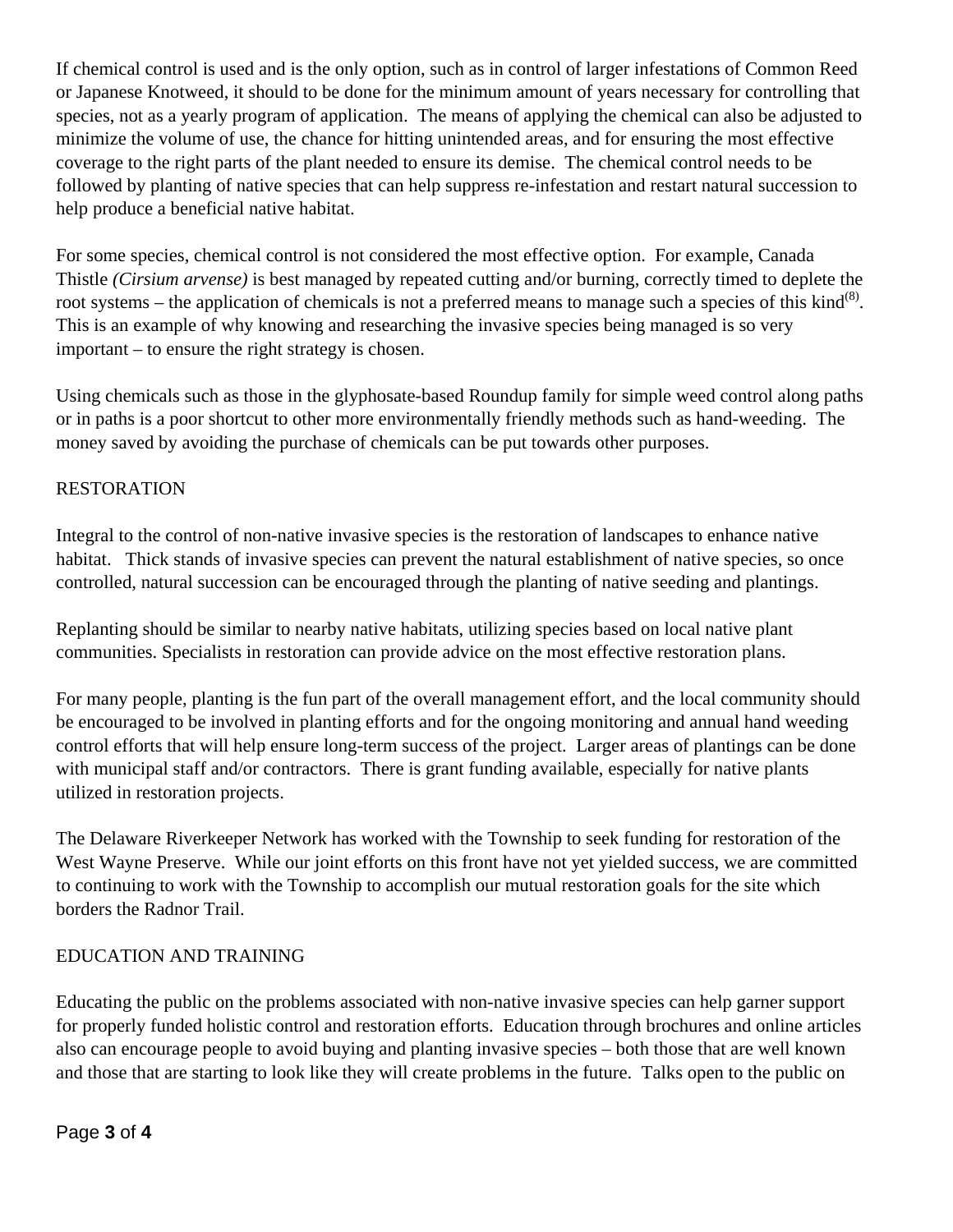If chemical control is used and is the only option, such as in control of larger infestations of Common Reed or Japanese Knotweed, it should to be done for the minimum amount of years necessary for controlling that species, not as a yearly program of application. The means of applying the chemical can also be adjusted to minimize the volume of use, the chance for hitting unintended areas, and for ensuring the most effective coverage to the right parts of the plant needed to ensure its demise. The chemical control needs to be followed by planting of native species that can help suppress re-infestation and restart natural succession to help produce a beneficial native habitat.

For some species, chemical control is not considered the most effective option. For example, Canada Thistle *(Cirsium arvense)* is best managed by repeated cutting and/or burning, correctly timed to deplete the root systems – the application of chemicals is not a preferred means to manage such a species of this kind[(8)]. This is an example of why knowing and researching the invasive species being managed is so very important – to ensure the right strategy is chosen.

Using chemicals such as those in the glyphosate-based Roundup family for simple weed control along paths or in paths is a poor shortcut to other more environmentally friendly methods such as hand-weeding. The money saved by avoiding the purchase of chemicals can be put towards other purposes.

## RESTORATION

Integral to the control of non-native invasive species is the restoration of landscapes to enhance native habitat. Thick stands of invasive species can prevent the natural establishment of native species, so once controlled, natural succession can be encouraged through the planting of native seeding and plantings.

Replanting should be similar to nearby native habitats, utilizing species based on local native plant communities. Specialists in restoration can provide advice on the most effective restoration plans.

For many people, planting is the fun part of the overall management effort, and the local community should be encouraged to be involved in planting efforts and for the ongoing monitoring and annual hand weeding control efforts that will help ensure long-term success of the project. Larger areas of plantings can be done with municipal staff and/or contractors. There is grant funding available, especially for native plants utilized in restoration projects.

The Delaware Riverkeeper Network has worked with the Township to seek funding for restoration of the West Wayne Preserve. While our joint efforts on this front have not yet yielded success, we are committed to continuing to work with the Township to accomplish our mutual restoration goals for the site which borders the Radnor Trail.

## EDUCATION AND TRAINING

Educating the public on the problems associated with non-native invasive species can help garner support for properly funded holistic control and restoration efforts. Education through brochures and online articles also can encourage people to avoid buying and planting invasive species – both those that are well known and those that are starting to look like they will create problems in the future. Talks open to the public on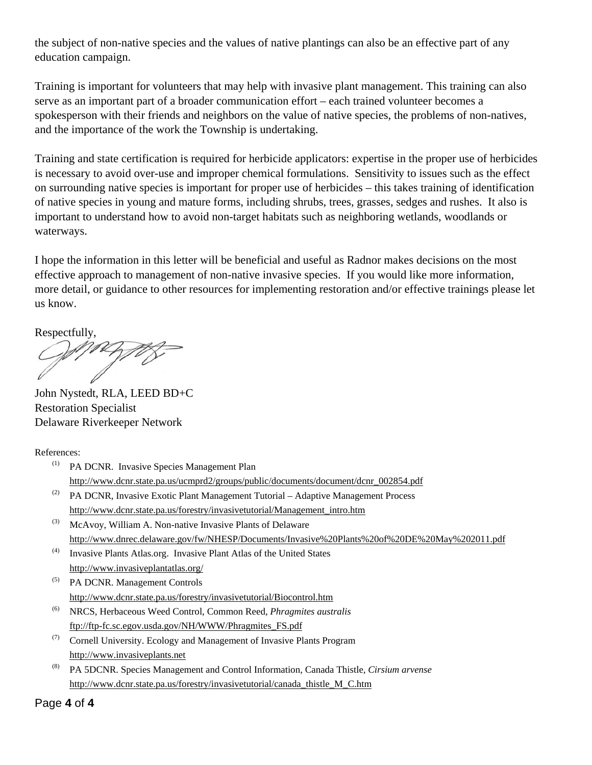the subject of non-native species and the values of native plantings can also be an effective part of any education campaign.

Training is important for volunteers that may help with invasive plant management. This training can also serve as an important part of a broader communication effort – each trained volunteer becomes a spokesperson with their friends and neighbors on the value of native species, the problems of non-natives, and the importance of the work the Township is undertaking.

Training and state certification is required for herbicide applicators: expertise in the proper use of herbicides is necessary to avoid over-use and improper chemical formulations. Sensitivity to issues such as the effect on surrounding native species is important for proper use of herbicides – this takes training of identification of native species in young and mature forms, including shrubs, trees, grasses, sedges and rushes. It also is important to understand how to avoid non-target habitats such as neighboring wetlands, woodlands or waterways.

I hope the information in this letter will be beneficial and useful as Radnor makes decisions on the most effective approach to management of non-native invasive species. If you would like more information, more detail, or guidance to other resources for implementing restoration and/or effective trainings please let us know.

Respectfully,

John Nystedt, RLA, LEED BD+C
Restoration Specialist
Delaware Riverkeeper Network

References:

(1) PA DCNR. Invasive Species Management Plan
http://www.dcnr.state.pa.us/ucmprd2/groups/public/documents/document/dcnr_002854.pdf

(2) PA DCNR, Invasive Exotic Plant Management Tutorial – Adaptive Management Process
http://www.dcnr.state.pa.us/forestry/invasivetutorial/Management_intro.htm

(3) McAvoy, William A. Non-native Invasive Plants of Delaware
http://www.dnrec.delaware.gov/fw/NHESP/Documents/Invasive%20Plants%20of%20DE%20May%202011.pdf

(4) Invasive Plants Atlas.org. Invasive Plant Atlas of the United States
http://www.invasiveplantatlas.org/

(5) PA DCNR. Management Controls
http://www.dcnr.state.pa.us/forestry/invasivetutorial/Biocontrol.htm

(6) NRCS, Herbaceous Weed Control, Common Reed, *Phragmites australis*
ftp://ftp-fc.sc.egov.usda.gov/NH/WWW/Phragmites_FS.pdf

(7) Cornell University. Ecology and Management of Invasive Plants Program
http://www.invasiveplants.net

(8) PA 5DCNR. Species Management and Control Information, Canada Thistle, *Cirsium arvense*
http://www.dcnr.state.pa.us/forestry/invasivetutorial/canada_thistle_M_C.htm